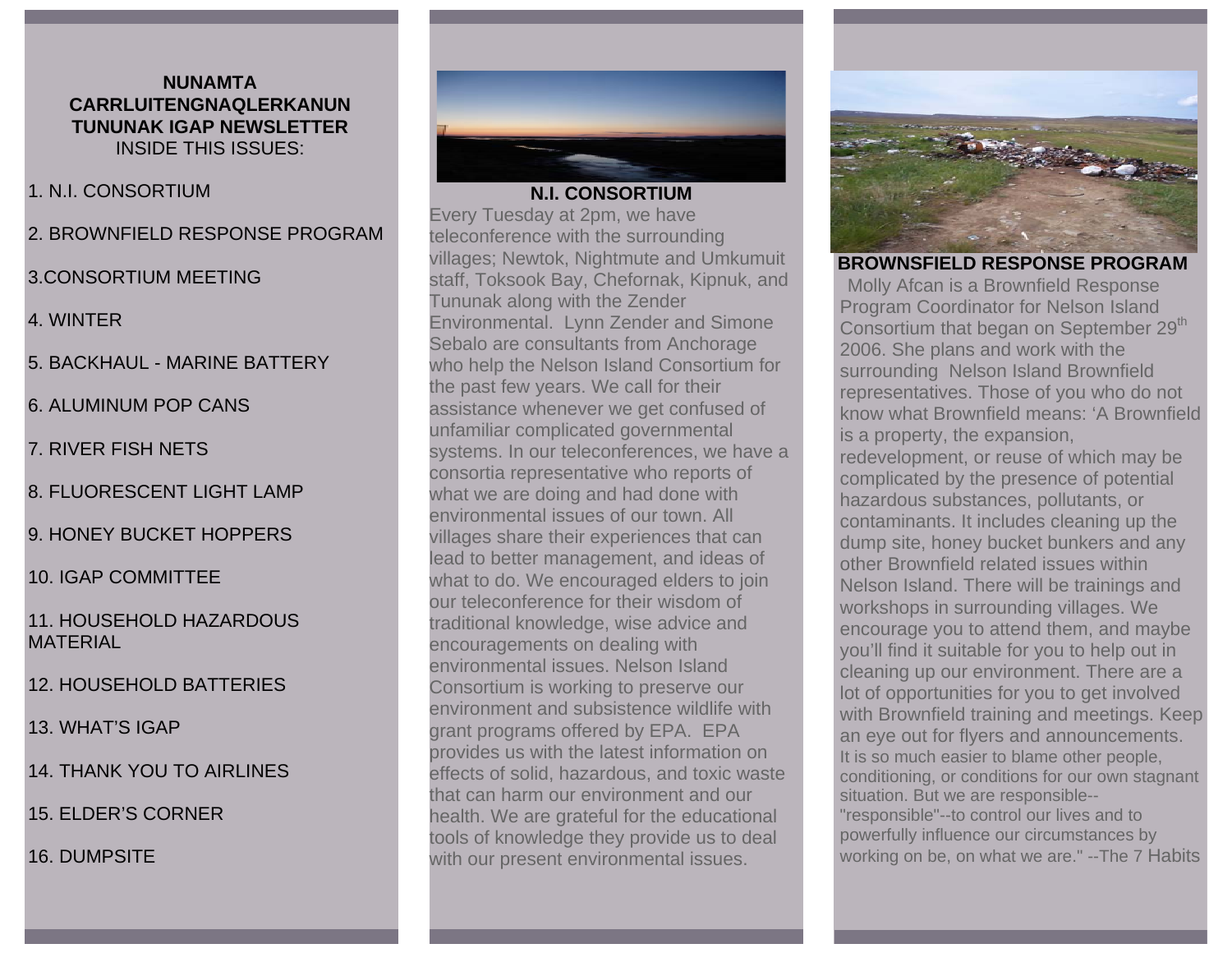**NUNAMTA CARRLUITENGNAQLERKANUN**
**TUNUNAK IGAP NEWSLETTER**

INSIDE THIS ISSUES:

1. N.I. CONSORTIUM
2. BROWNFIELD RESPONSE PROGRAM
3. CONSORTIUM MEETING
4. WINTER
5. BACKHAUL - MARINE BATTERY
6. ALUMINUM POP CANS
7. RIVER FISH NETS
8. FLUORESCENT LIGHT LAMP
9. HONEY BUCKET HOPPERS
10. IGAP COMMITTEE
11. HOUSEHOLD HAZARDOUS MATERIAL
12. HOUSEHOLD BATTERIES
13. WHAT'S IGAP
14. THANK YOU TO AIRLINES
15. ELDER'S CORNER
16. DUMPSITE

## N.I. CONSORTIUM

Every Tuesday at 2pm, we have teleconference with the surrounding villages; Newtok, Nightmute and Umkumuit staff, Toksook Bay, Chefornak, Kipnuk, and Tununak along with the Zender Environmental. Lynn Zender and Simone Sebalo are consultants from Anchorage who help the Nelson Island Consortium for the past few years. We call for their assistance whenever we get confused of unfamiliar complicated governmental systems. In our teleconferences, we have a consortia representative who reports of what we are doing and had done with environmental issues of our town. All villages share their experiences that can lead to better management, and ideas of what to do. We encouraged elders to join our teleconference for their wisdom of traditional knowledge, wise advice and encouragements on dealing with environmental issues. Nelson Island Consortium is working to preserve our environment and subsistence wildlife with grant programs offered by EPA. EPA provides us with the latest information on effects of solid, hazardous, and toxic waste that can harm our environment and our health. We are grateful for the educational tools of knowledge they provide us to deal with our present environmental issues.

## BROWNSFIELD RESPONSE PROGRAM

Molly Afcan is a Brownfield Response Program Coordinator for Nelson Island Consortium that began on September 29th 2006. She plans and work with the surrounding Nelson Island Brownfield representatives. Those of you who do not know what Brownfield means: 'A Brownfield is a property, the expansion, redevelopment, or reuse of which may be complicated by the presence of potential hazardous substances, pollutants, or contaminants. It includes cleaning up the dump site, honey bucket bunkers and any other Brownfield related issues within Nelson Island. There will be trainings and workshops in surrounding villages. We encourage you to attend them, and maybe you'll find it suitable for you to help out in cleaning up our environment. There are a lot of opportunities for you to get involved with Brownfield training and meetings. Keep an eye out for flyers and announcements.

It is so much easier to blame other people, conditioning, or conditions for our own stagnant situation. But we are responsible--"responsible"--to control our lives and to powerfully influence our circumstances by working on be, on what we are." --The 7 Habits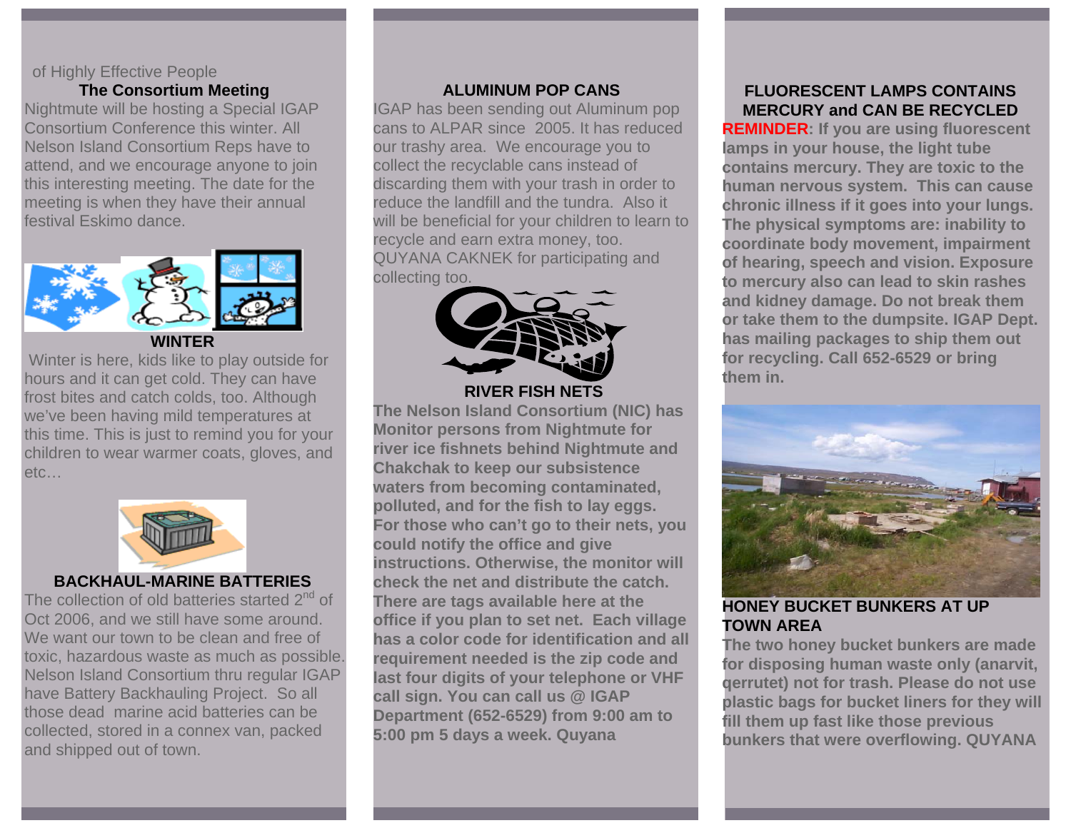of Highly Effective People

## The Consortium Meeting

Nightmute will be hosting a Special IGAP Consortium Conference this winter. All Nelson Island Consortium Reps have to attend, and we encourage anyone to join this interesting meeting. The date for the meeting is when they have their annual festival Eskimo dance.

## WINTER

Winter is here, kids like to play outside for hours and it can get cold. They can have frost bites and catch colds, too. Although we've been having mild temperatures at this time. This is just to remind you for your children to wear warmer coats, gloves, and etc…

## BACKHAUL-MARINE BATTERIES

The collection of old batteries started 2nd of Oct 2006, and we still have some around. We want our town to be clean and free of toxic, hazardous waste as much as possible. Nelson Island Consortium thru regular IGAP have Battery Backhauling Project. So all those dead marine acid batteries can be collected, stored in a connex van, packed and shipped out of town.

## ALUMINUM POP CANS

IGAP has been sending out Aluminum pop cans to ALPAR since 2005. It has reduced our trashy area. We encourage you to collect the recyclable cans instead of discarding them with your trash in order to reduce the landfill and the tundra. Also it will be beneficial for your children to learn to recycle and earn extra money, too. QUYANA CAKNEK for participating and collecting too.

## RIVER FISH NETS

**The Nelson Island Consortium (NIC) has Monitor persons from Nightmute for river ice fishnets behind Nightmute and Chakchak to keep our subsistence waters from becoming contaminated, polluted, and for the fish to lay eggs. For those who can't go to their nets, you could notify the office and give instructions. Otherwise, the monitor will check the net and distribute the catch. There are tags available here at the office if you plan to set net. Each village has a color code for identification and all requirement needed is the zip code and last four digits of your telephone or VHF call sign. You can call us @ IGAP Department (652-6529) from 9:00 am to 5:00 pm 5 days a week. Quyana**

## FLUORESCENT LAMPS CONTAINS MERCURY and CAN BE RECYCLED

**REMINDER: If you are using fluorescent lamps in your house, the light tube contains mercury. They are toxic to the human nervous system. This can cause chronic illness if it goes into your lungs. The physical symptoms are: inability to coordinate body movement, impairment of hearing, speech and vision. Exposure to mercury also can lead to skin rashes and kidney damage. Do not break them or take them to the dumpsite. IGAP Dept. has mailing packages to ship them out for recycling. Call 652-6529 or bring them in.**

## HONEY BUCKET BUNKERS AT UP TOWN AREA

**The two honey bucket bunkers are made for disposing human waste only (anarvit, qerrutet) not for trash. Please do not use plastic bags for bucket liners for they will fill them up fast like those previous bunkers that were overflowing. QUYANA**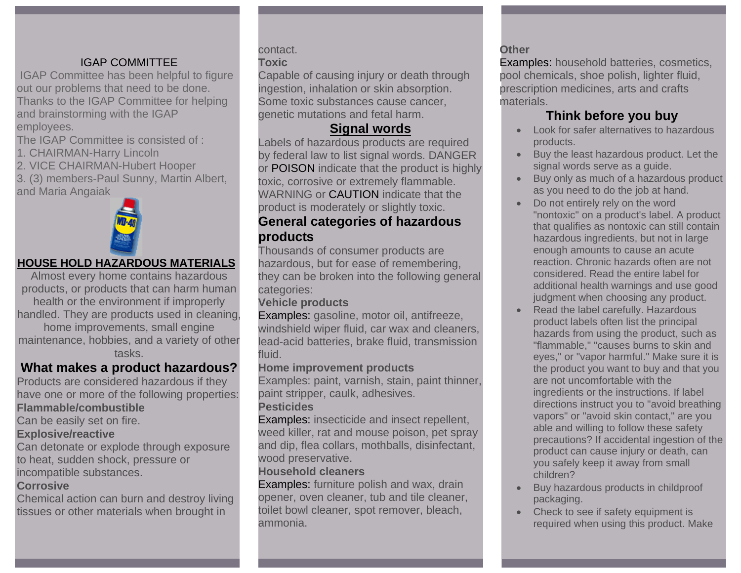## IGAP COMMITTEE

IGAP Committee has been helpful to figure out our problems that need to be done. Thanks to the IGAP Committee for helping and brainstorming with the IGAP employees.

The IGAP Committee is consisted of :

1. CHAIRMAN-Harry Lincoln
2. VICE CHAIRMAN-Hubert Hooper
3. (3) members-Paul Sunny, Martin Albert, and Maria Angaiak

## HOUSE HOLD HAZARDOUS MATERIALS

Almost every home contains hazardous products, or products that can harm human health or the environment if improperly handled. They are products used in cleaning, home improvements, small engine maintenance, hobbies, and a variety of other tasks.

## What makes a product hazardous?

Products are considered hazardous if they have one or more of the following properties:

**Flammable/combustible**

Can be easily set on fire.

**Explosive/reactive**

Can detonate or explode through exposure to heat, sudden shock, pressure or incompatible substances.

**Corrosive**

Chemical action can burn and destroy living tissues or other materials when brought in contact.

**Toxic**

Capable of causing injury or death through ingestion, inhalation or skin absorption. Some toxic substances cause cancer, genetic mutations and fetal harm.

## Signal words

Labels of hazardous products are required by federal law to list signal words. DANGER or POISON indicate that the product is highly toxic, corrosive or extremely flammable. WARNING or CAUTION indicate that the product is moderately or slightly toxic.

## General categories of hazardous products

Thousands of consumer products are hazardous, but for ease of remembering, they can be broken into the following general categories:

**Vehicle products**

Examples: gasoline, motor oil, antifreeze, windshield wiper fluid, car wax and cleaners, lead-acid batteries, brake fluid, transmission fluid.

**Home improvement products**

Examples: paint, varnish, stain, paint thinner, paint stripper, caulk, adhesives.

**Pesticides**

Examples: insecticide and insect repellent, weed killer, rat and mouse poison, pet spray and dip, flea collars, mothballs, disinfectant, wood preservative.

**Household cleaners**

Examples: furniture polish and wax, drain opener, oven cleaner, tub and tile cleaner, toilet bowl cleaner, spot remover, bleach, ammonia.

**Other**

Examples: household batteries, cosmetics, pool chemicals, shoe polish, lighter fluid, prescription medicines, arts and crafts materials.

## Think before you buy

- Look for safer alternatives to hazardous products.
- Buy the least hazardous product. Let the signal words serve as a guide.
- Buy only as much of a hazardous product as you need to do the job at hand.
- Do not entirely rely on the word "nontoxic" on a product's label. A product that qualifies as nontoxic can still contain hazardous ingredients, but not in large enough amounts to cause an acute reaction. Chronic hazards often are not considered. Read the entire label for additional health warnings and use good judgment when choosing any product.
- Read the label carefully. Hazardous product labels often list the principal hazards from using the product, such as "flammable," "causes burns to skin and eyes," or "vapor harmful." Make sure it is the product you want to buy and that you are not uncomfortable with the ingredients or the instructions. If label directions instruct you to "avoid breathing vapors" or "avoid skin contact," are you able and willing to follow these safety precautions? If accidental ingestion of the product can cause injury or death, can you safely keep it away from small children?
- Buy hazardous products in childproof packaging.
- Check to see if safety equipment is required when using this product. Make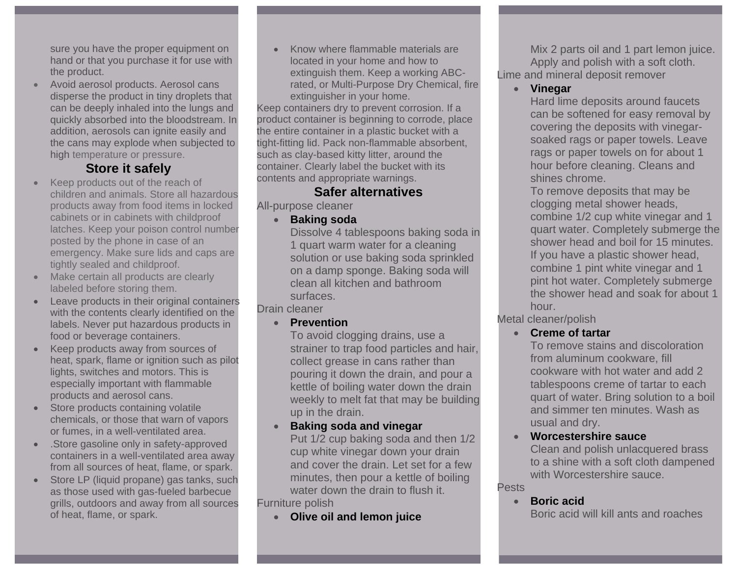sure you have the proper equipment on hand or that you purchase it for use with the product.

- Avoid aerosol products. Aerosol cans disperse the product in tiny droplets that can be deeply inhaled into the lungs and quickly absorbed into the bloodstream. In addition, aerosols can ignite easily and the cans may explode when subjected to high temperature or pressure.

## Store it safely

- Keep products out of the reach of children and animals. Store all hazardous products away from food items in locked cabinets or in cabinets with childproof latches. Keep your poison control number posted by the phone in case of an emergency. Make sure lids and caps are tightly sealed and childproof.
- Make certain all products are clearly labeled before storing them.
- Leave products in their original containers with the contents clearly identified on the labels. Never put hazardous products in food or beverage containers.
- Keep products away from sources of heat, spark, flame or ignition such as pilot lights, switches and motors. This is especially important with flammable products and aerosol cans.
- Store products containing volatile chemicals, or those that warn of vapors or fumes, in a well-ventilated area.
- .Store gasoline only in safety-approved containers in a well-ventilated area away from all sources of heat, flame, or spark.
- Store LP (liquid propane) gas tanks, such as those used with gas-fueled barbecue grills, outdoors and away from all sources of heat, flame, or spark.
- Know where flammable materials are located in your home and how to extinguish them. Keep a working ABC-rated, or Multi-Purpose Dry Chemical, fire extinguisher in your home.

Keep containers dry to prevent corrosion. If a product container is beginning to corrode, place the entire container in a plastic bucket with a tight-fitting lid. Pack non-flammable absorbent, such as clay-based kitty litter, around the container. Clearly label the bucket with its contents and appropriate warnings.

## Safer alternatives

All-purpose cleaner

- **Baking soda**
  Dissolve 4 tablespoons baking soda in 1 quart warm water for a cleaning solution or use baking soda sprinkled on a damp sponge. Baking soda will clean all kitchen and bathroom surfaces.

Drain cleaner

- **Prevention**
  To avoid clogging drains, use a strainer to trap food particles and hair, collect grease in cans rather than pouring it down the drain, and pour a kettle of boiling water down the drain weekly to melt fat that may be building up in the drain.
- **Baking soda and vinegar**
  Put 1/2 cup baking soda and then 1/2 cup white vinegar down your drain and cover the drain. Let set for a few minutes, then pour a kettle of boiling water down the drain to flush it.

Furniture polish

- **Olive oil and lemon juice**
  Mix 2 parts oil and 1 part lemon juice. Apply and polish with a soft cloth.

Lime and mineral deposit remover

- **Vinegar**
  Hard lime deposits around faucets can be softened for easy removal by covering the deposits with vinegar-soaked rags or paper towels. Leave rags or paper towels on for about 1 hour before cleaning. Cleans and shines chrome.
  To remove deposits that may be clogging metal shower heads, combine 1/2 cup white vinegar and 1 quart water. Completely submerge the shower head and boil for 15 minutes. If you have a plastic shower head, combine 1 pint white vinegar and 1 pint hot water. Completely submerge the shower head and soak for about 1 hour.

Metal cleaner/polish

- **Creme of tartar**
  To remove stains and discoloration from aluminum cookware, fill cookware with hot water and add 2 tablespoons creme of tartar to each quart of water. Bring solution to a boil and simmer ten minutes. Wash as usual and dry.
- **Worcestershire sauce**
  Clean and polish unlacquered brass to a shine with a soft cloth dampened with Worcestershire sauce.

Pests

- **Boric acid**
  Boric acid will kill ants and roaches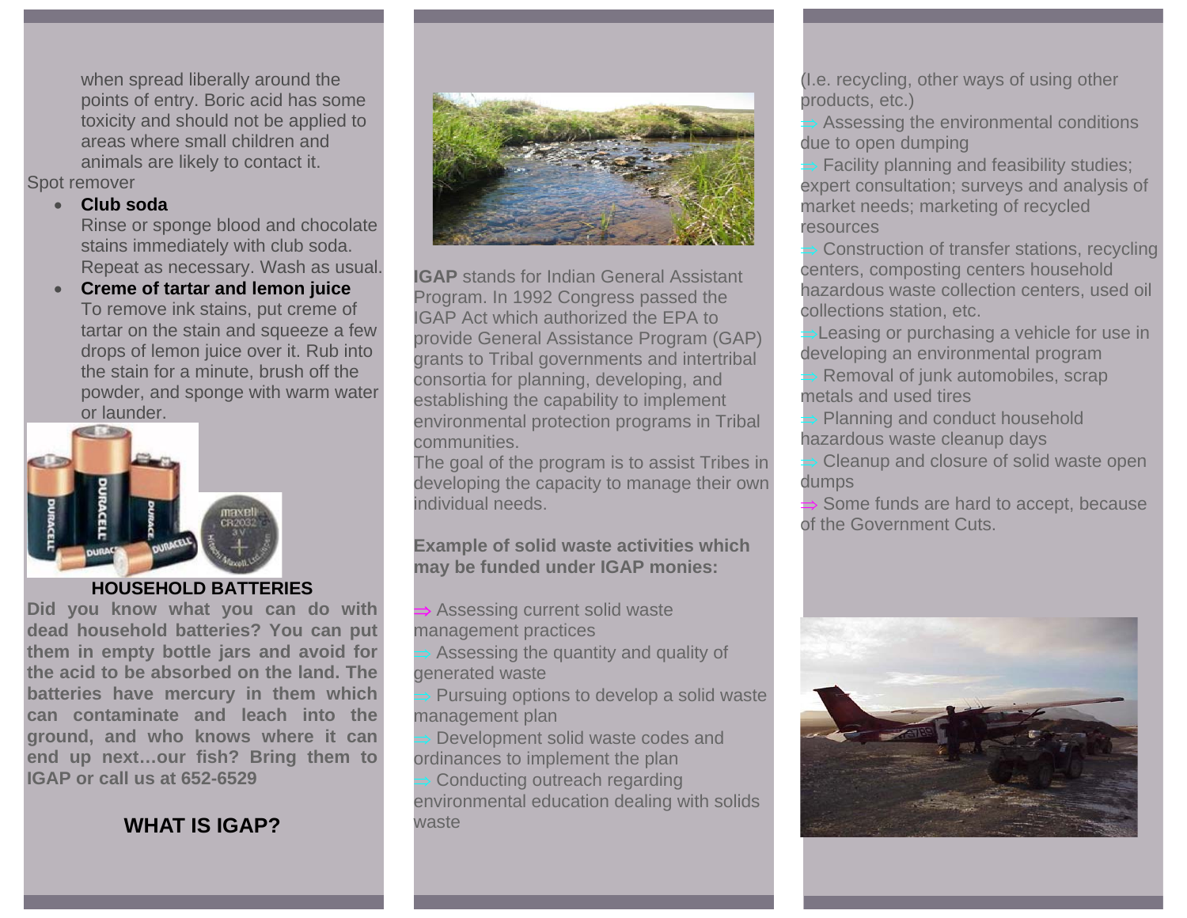when spread liberally around the points of entry. Boric acid has some toxicity and should not be applied to areas where small children and animals are likely to contact it.

Spot remover

- **Club soda**
  Rinse or sponge blood and chocolate stains immediately with club soda. Repeat as necessary. Wash as usual.
- **Creme of tartar and lemon juice**
  To remove ink stains, put creme of tartar on the stain and squeeze a few drops of lemon juice over it. Rub into the stain for a minute, brush off the powder, and sponge with warm water or launder.

### HOUSEHOLD BATTERIES

**Did you know what you can do with dead household batteries? You can put them in empty bottle jars and avoid for the acid to be absorbed on the land. The batteries have mercury in them which can contaminate and leach into the ground, and who knows where it can end up next…our fish? Bring them to IGAP or call us at 652-6529**

### WHAT IS IGAP?

**IGAP** stands for Indian General Assistant Program. In 1992 Congress passed the IGAP Act which authorized the EPA to provide General Assistance Program (GAP) grants to Tribal governments and intertribal consortia for planning, developing, and establishing the capability to implement environmental protection programs in Tribal communities.

The goal of the program is to assist Tribes in developing the capacity to manage their own individual needs.

**Example of solid waste activities which may be funded under IGAP monies:**

⇒ Assessing current solid waste management practices

⇒ Assessing the quantity and quality of generated waste

⇒ Pursuing options to develop a solid waste management plan

⇒ Development solid waste codes and ordinances to implement the plan

⇒ Conducting outreach regarding environmental education dealing with solids waste

(I.e. recycling, other ways of using other products, etc.)

⇒ Assessing the environmental conditions due to open dumping

⇒ Facility planning and feasibility studies; expert consultation; surveys and analysis of market needs; marketing of recycled resources

⇒ Construction of transfer stations, recycling centers, composting centers household hazardous waste collection centers, used oil collections station, etc.

⇒ Leasing or purchasing a vehicle for use in developing an environmental program

⇒ Removal of junk automobiles, scrap metals and used tires

⇒ Planning and conduct household hazardous waste cleanup days

⇒ Cleanup and closure of solid waste open dumps

⇒ Some funds are hard to accept, because of the Government Cuts.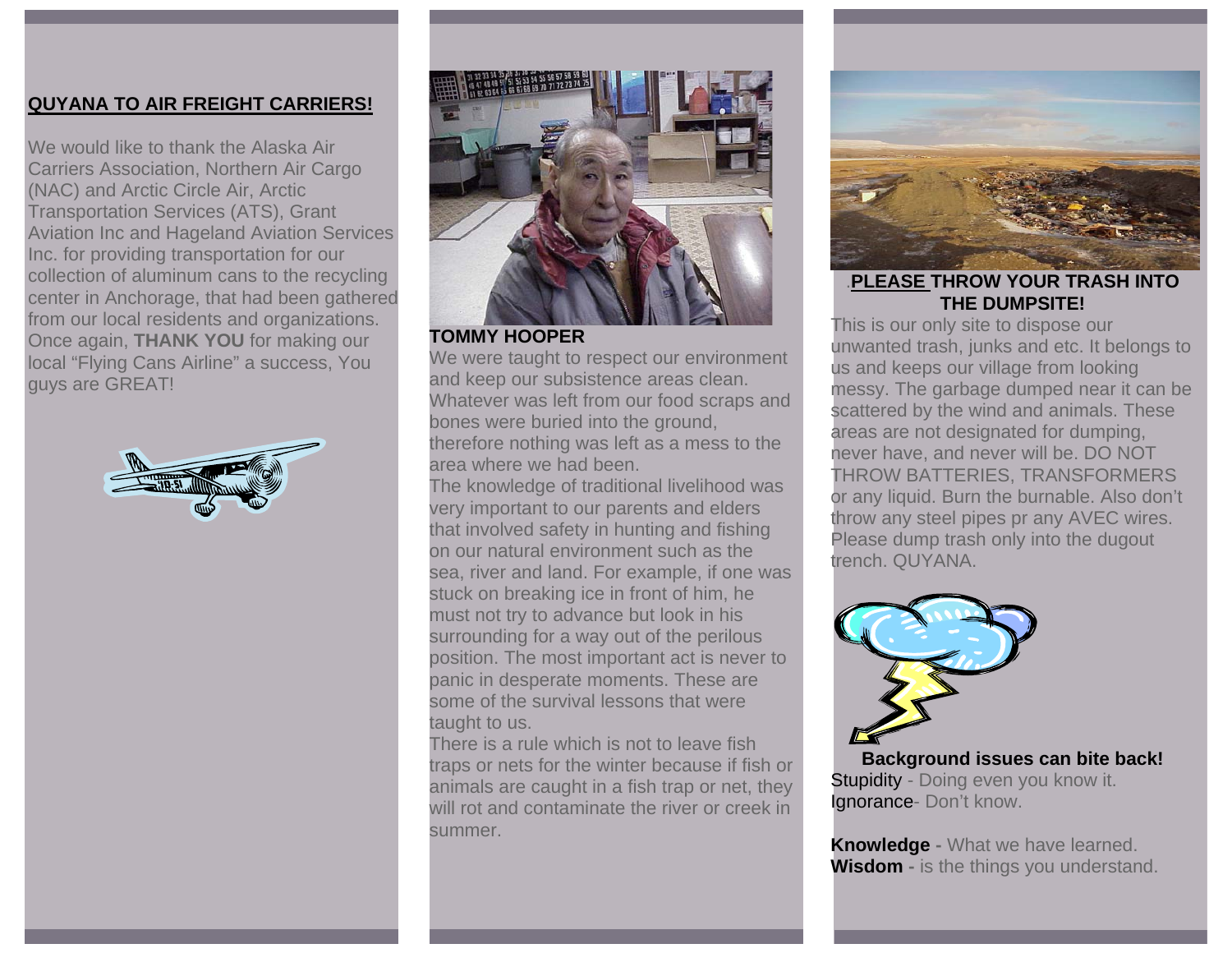## QUYANA TO AIR FREIGHT CARRIERS!

We would like to thank the Alaska Air Carriers Association, Northern Air Cargo (NAC) and Arctic Circle Air, Arctic Transportation Services (ATS), Grant Aviation Inc and Hageland Aviation Services Inc. for providing transportation for our collection of aluminum cans to the recycling center in Anchorage, that had been gathered from our local residents and organizations. Once again, **THANK YOU** for making our local "Flying Cans Airline" a success, You guys are GREAT!

**TOMMY HOOPER**

We were taught to respect our environment and keep our subsistence areas clean. Whatever was left from our food scraps and bones were buried into the ground, therefore nothing was left as a mess to the area where we had been.

The knowledge of traditional livelihood was very important to our parents and elders that involved safety in hunting and fishing on our natural environment such as the sea, river and land. For example, if one was stuck on breaking ice in front of him, he must not try to advance but look in his surrounding for a way out of the perilous position. The most important act is never to panic in desperate moments. These are some of the survival lessons that were taught to us.

There is a rule which is not to leave fish traps or nets for the winter because if fish or animals are caught in a fish trap or net, they will rot and contaminate the river or creek in summer.

**PLEASE THROW YOUR TRASH INTO THE DUMPSITE!**

This is our only site to dispose our unwanted trash, junks and etc. It belongs to us and keeps our village from looking messy. The garbage dumped near it can be scattered by the wind and animals. These areas are not designated for dumping, never have, and never will be. DO NOT THROW BATTERIES, TRANSFORMERS or any liquid. Burn the burnable. Also don't throw any steel pipes pr any AVEC wires. Please dump trash only into the dugout trench. QUYANA.

**Background issues can bite back!**

Stupidity - Doing even you know it.
Ignorance- Don't know.

**Knowledge -** What we have learned.
**Wisdom -** is the things you understand.